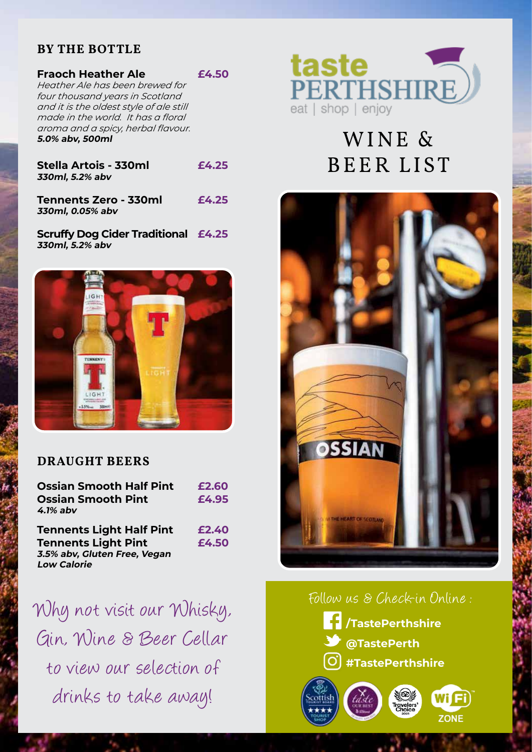## BY THE BOTTLE

**Fraoch Heather Ale** **£4.50**
*Heather Ale has been brewed for four thousand years in Scotland and it is the oldest style of ale still made in the world. It has a floral aroma and a spicy, herbal flavour.*
***5.0% abv, 500ml***

**Stella Artois - 330ml** **£4.25**
***330ml, 5.2% abv***

**Tennents Zero - 330ml** **£4.25**
***330ml, 0.05% abv***

**Scruffy Dog Cider Traditional** **£4.25**
***330ml, 5.2% abv***

## DRAUGHT BEERS

**Ossian Smooth Half Pint** **£2.60**
**Ossian Smooth Pint** **£4.95**
***4.1% abv***

**Tennents Light Half Pint** **£2.40**
**Tennents Light Pint** **£4.50**
***3.5% abv, Gluten Free, Vegan Low Calorie***

Why not visit our Whisky, Gin, Wine & Beer Cellar to view our selection of drinks to take away!

taste PERTHSHIRE
eat | shop | enjoy

# WINE & BEER LIST

Follow us & Check-in Online :

**/TastePerthshire**
**@TastePerth**
**#TastePerthshire**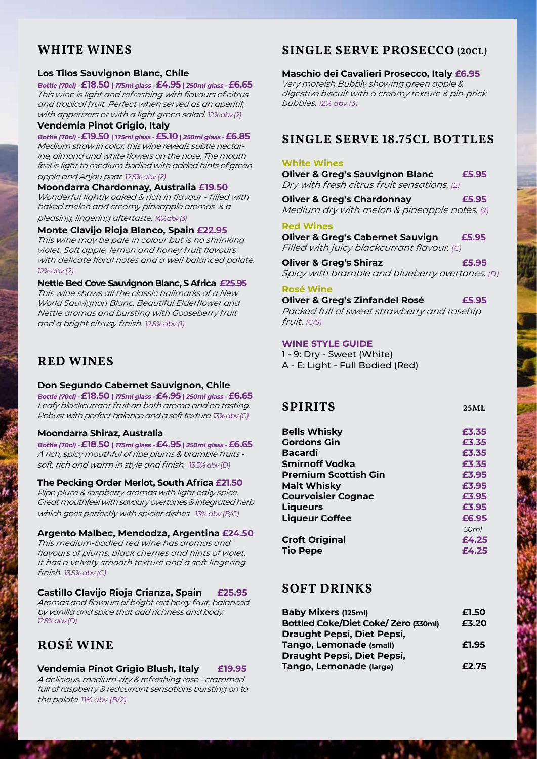## WHITE WINES

**Los Tilos Sauvignon Blanc, Chile**
*Bottle (70cl) -* **£18.50** | *175ml glass -* **£4.95** | *250ml glass -* **£6.65**
*This wine is light and refreshing with flavours of citrus and tropical fruit. Perfect when served as an aperitif, with appetizers or with a light green salad. 12% abv (2)*

**Vendemia Pinot Grigio, Italy**
*Bottle (70cl) -* **£19.50** | *175ml glass -* **£5.10** | *250ml glass -* **£6.85**
*Medium straw in color, this wine reveals subtle nectarine, almond and white flowers on the nose. The mouth feel is light to medium bodied with added hints of green apple and Anjou pear. 12.5% abv (2)*

**Moondarra Chardonnay, Australia £19.50**
*Wonderful lightly oaked & rich in flavour - filled with baked melon and creamy pineapple aromas & a pleasing, lingering aftertaste. 14% abv (3)*

**Monte Clavijo Rioja Blanco, Spain £22.95**
*This wine may be pale in colour but is no shrinking violet. Soft apple, lemon and honey fruit flavours with delicate floral notes and a well balanced palate. 12% abv (2)*

**Nettle Bed Cove Sauvignon Blanc, S Africa £25.95**
*This wine shows all the classic hallmarks of a New World Sauvignon Blanc. Beautiful Elderflower and Nettle aromas and bursting with Gooseberry fruit and a bright citrusy finish. 12.5% abv (1)*

## RED WINES

**Don Segundo Cabernet Sauvignon, Chile**
*Bottle (70cl) -* **£18.50** | *175ml glass -* **£4.95** | *250ml glass -* **£6.65**
*Leafy blackcurrant fruit on both aroma and on tasting. Robust with perfect balance and a soft texture. 13% abv (C)*

**Moondarra Shiraz, Australia**
*Bottle (70cl) -* **£18.50** | *175ml glass -* **£4.95** | *250ml glass -* **£6.65**
*A rich, spicy mouthful of ripe plums & bramble fruits - soft, rich and warm in style and finish. 13.5% abv (D)*

**The Pecking Order Merlot, South Africa £21.50**
*Ripe plum & raspberry aromas with light oaky spice. Great mouthfeel with savoury overtones & integrated herb which goes perfectly with spicier dishes. 13% abv (B/C)*

**Argento Malbec, Mendodza, Argentina £24.50**
*This medium-bodied red wine has aromas and flavours of plums, black cherries and hints of violet. It has a velvety smooth texture and a soft lingering finish. 13.5% abv (C)*

**Castillo Clavijo Rioja Crianza, Spain £25.95**
*Aromas and flavours of bright red berry fruit, balanced by vanilla and spice that add richness and body. 12.5% abv (D)*

## ROSÉ WINE

**Vendemia Pinot Grigio Blush, Italy £19.95**
*A delicious, medium-dry & refreshing rose - crammed full of raspberry & redcurrant sensations bursting on to the palate. 11% abv (B/2)*

## SINGLE SERVE PROSECCO (20CL)

**Maschio dei Cavalieri Prosecco, Italy £6.95**
*Very moreish Bubbly showing green apple & digestive biscuit with a creamy texture & pin-prick bubbles. 12% abv (3)*

## SINGLE SERVE 18.75CL BOTTLES

**White Wines**

**Oliver & Greg's Sauvignon Blanc £5.95**
*Dry with fresh citrus fruit sensations. (2)*

**Oliver & Greg's Chardonnay £5.95**
*Medium dry with melon & pineapple notes. (2)*

**Red Wines**

**Oliver & Greg's Cabernet Sauvign £5.95**
*Filled with juicy blackcurrant flavour. (C)*

**Oliver & Greg's Shiraz £5.95**
*Spicy with bramble and blueberry overtones. (D)*

**Rosé Wine**

**Oliver & Greg's Zinfandel Rosé £5.95**
*Packed full of sweet strawberry and rosehip fruit. (C/5)*

**WINE STYLE GUIDE**
1 - 9: Dry - Sweet (White)
A - E: Light - Full Bodied (Red)

## SPIRITS

| | 25ML |
|---|---|
| **Bells Whisky** | **£3.35** |
| **Gordons Gin** | **£3.35** |
| **Bacardi** | **£3.35** |
| **Smirnoff Vodka** | **£3.35** |
| **Premium Scottish Gin** | **£3.95** |
| **Malt Whisky** | **£3.95** |
| **Courvoisier Cognac** | **£3.95** |
| **Liqueurs** | **£3.95** |
| **Liqueur Coffee** | **£6.95** |
| | *50ml* |
| **Croft Original** | **£4.25** |
| **Tio Pepe** | **£4.25** |

## SOFT DRINKS

| | |
|---|---|
| **Baby Mixers (125ml)** | **£1.50** |
| **Bottled Coke/Diet Coke/ Zero (330ml)** | **£3.20** |
| **Draught Pepsi, Diet Pepsi, Tango, Lemonade (small)** | **£1.95** |
| **Draught Pepsi, Diet Pepsi, Tango, Lemonade (large)** | **£2.75** |